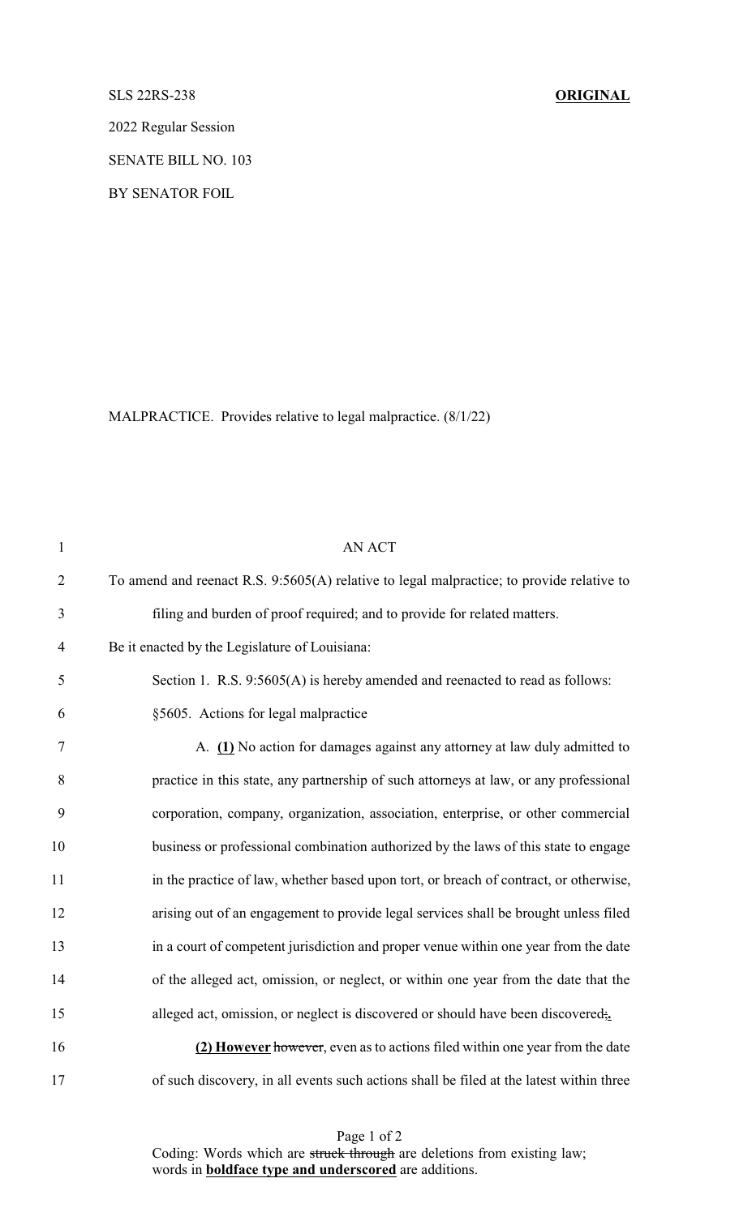SLS 22RS-238 **ORIGINAL**

2022 Regular Session

SENATE BILL NO. 103

BY SENATOR FOIL

MALPRACTICE. Provides relative to legal malpractice. (8/1/22)

AN ACT

To amend and reenact R.S. 9:5605(A) relative to legal malpractice; to provide relative to filing and burden of proof required; and to provide for related matters.

Be it enacted by the Legislature of Louisiana:

Section 1. R.S. 9:5605(A) is hereby amended and reenacted to read as follows:

§5605. Actions for legal malpractice

A. **(1)** No action for damages against any attorney at law duly admitted to practice in this state, any partnership of such attorneys at law, or any professional corporation, company, organization, association, enterprise, or other commercial business or professional combination authorized by the laws of this state to engage in the practice of law, whether based upon tort, or breach of contract, or otherwise, arising out of an engagement to provide legal services shall be brought unless filed in a court of competent jurisdiction and proper venue within one year from the date of the alleged act, omission, or neglect, or within one year from the date that the alleged act, omission, or neglect is discovered or should have been discovered~~;~~**.**

**(2) However** ~~however~~, even as to actions filed within one year from the date of such discovery, in all events such actions shall be filed at the latest within three

Coding: Words which are ~~struck through~~ are deletions from existing law; words in **boldface type and underscored** are additions.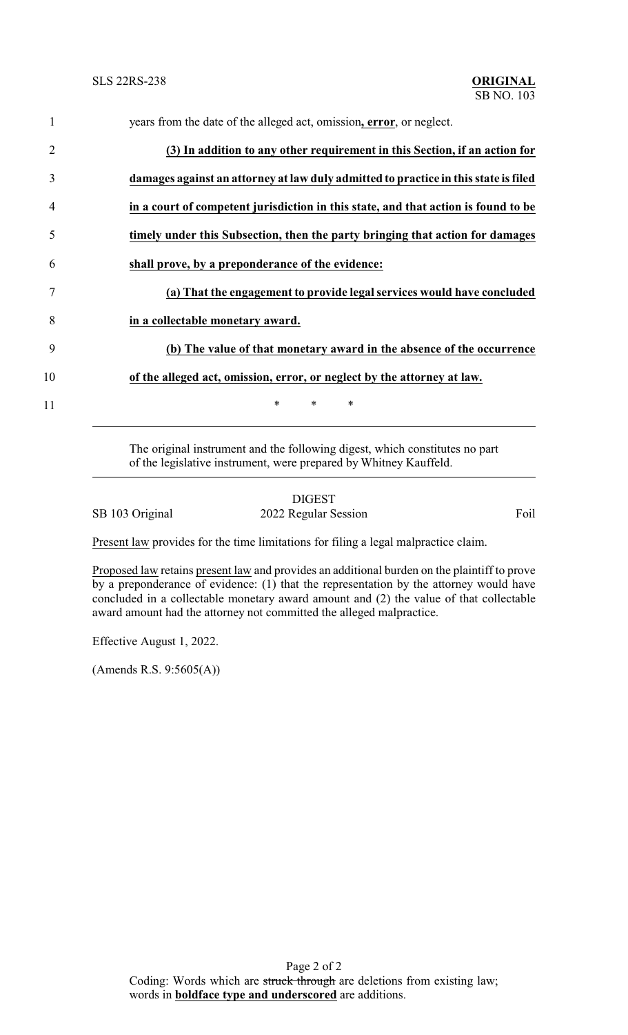years from the date of the alleged act, omission**, error**, or neglect.

**(3) In addition to any other requirement in this Section, if an action for damages against an attorney at law duly admitted to practice in this state is filed in a court of competent jurisdiction in this state, and that action is found to be timely under this Subsection, then the party bringing that action for damages shall prove, by a preponderance of the evidence:**

**(a) That the engagement to provide legal services would have concluded in a collectable monetary award.**

**(b) The value of that monetary award in the absence of the occurrence of the alleged act, omission, error, or neglect by the attorney at law.**

\* \* \*

---

The original instrument and the following digest, which constitutes no part of the legislative instrument, were prepared by Whitney Kauffeld.

DIGEST

SB 103 Original — 2022 Regular Session — Foil

Present law provides for the time limitations for filing a legal malpractice claim.

Proposed law retains present law and provides an additional burden on the plaintiff to prove by a preponderance of evidence: (1) that the representation by the attorney would have concluded in a collectable monetary award amount and (2) the value of that collectable award amount had the attorney not committed the alleged malpractice.

Effective August 1, 2022.

(Amends R.S. 9:5605(A))

Coding: Words which are ~~struck through~~ are deletions from existing law; words in **boldface type and underscored** are additions.